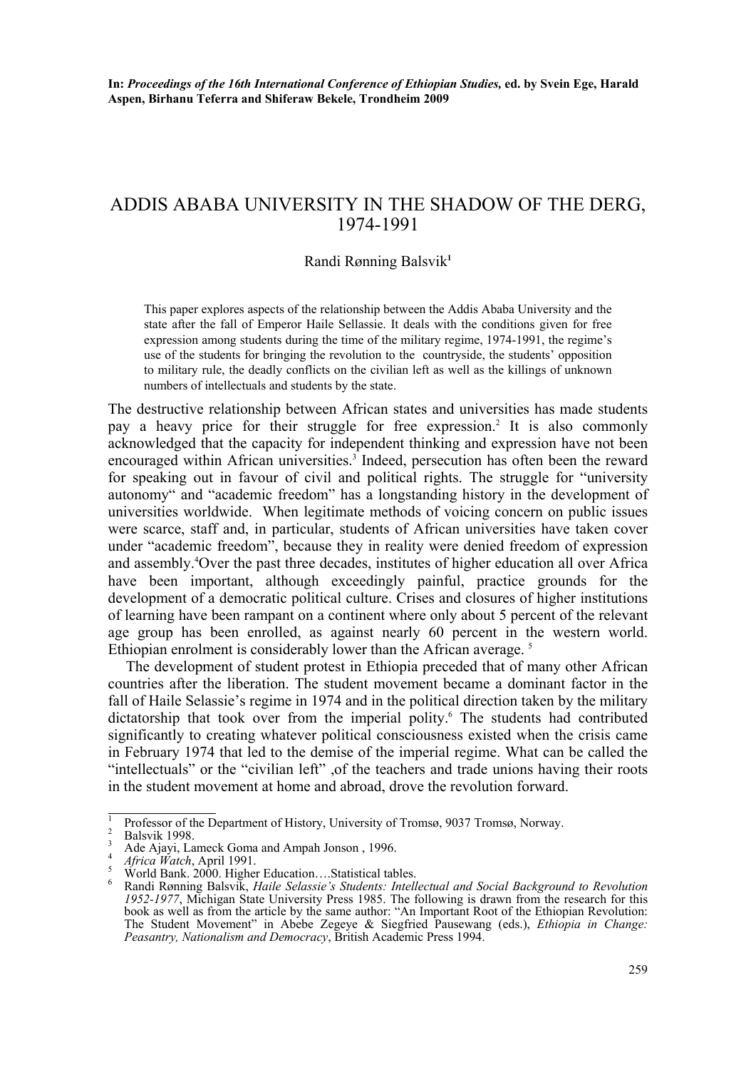**In:** ***Proceedings of the 16th International Conference of Ethiopian Studies,*** **ed. by Svein Ege, Harald Aspen, Birhanu Teferra and Shiferaw Bekele, Trondheim 2009**

# ADDIS ABABA UNIVERSITY IN THE SHADOW OF THE DERG, 1974-1991

Randi Rønning Balsvik[1]

> This paper explores aspects of the relationship between the Addis Ababa University and the state after the fall of Emperor Haile Sellassie. It deals with the conditions given for free expression among students during the time of the military regime, 1974-1991, the regime's use of the students for bringing the revolution to the countryside, the students' opposition to military rule, the deadly conflicts on the civilian left as well as the killings of unknown numbers of intellectuals and students by the state.

The destructive relationship between African states and universities has made students pay a heavy price for their struggle for free expression.[2] It is also commonly acknowledged that the capacity for independent thinking and expression have not been encouraged within African universities.[3] Indeed, persecution has often been the reward for speaking out in favour of civil and political rights. The struggle for "university autonomy" and "academic freedom" has a longstanding history in the development of universities worldwide. When legitimate methods of voicing concern on public issues were scarce, staff and, in particular, students of African universities have taken cover under "academic freedom", because they in reality were denied freedom of expression and assembly.[4]Over the past three decades, institutes of higher education all over Africa have been important, although exceedingly painful, practice grounds for the development of a democratic political culture. Crises and closures of higher institutions of learning have been rampant on a continent where only about 5 percent of the relevant age group has been enrolled, as against nearly 60 percent in the western world. Ethiopian enrolment is considerably lower than the African average. [5]

The development of student protest in Ethiopia preceded that of many other African countries after the liberation. The student movement became a dominant factor in the fall of Haile Selassie's regime in 1974 and in the political direction taken by the military dictatorship that took over from the imperial polity.[6] The students had contributed significantly to creating whatever political consciousness existed when the crisis came in February 1974 that led to the demise of the imperial regime. What can be called the "intellectuals" or the "civilian left" ,of the teachers and trade unions having their roots in the student movement at home and abroad, drove the revolution forward.

---

[1] Professor of the Department of History, University of Tromsø, 9037 Tromsø, Norway.

[2] Balsvik 1998.

[3] Ade Ajayi, Lameck Goma and Ampah Jonson , 1996.

[4] *Africa Watch*, April 1991.

[5] World Bank. 2000. Higher Education….Statistical tables.

[6] Randi Rønning Balsvik, *Haile Selassie's Students: Intellectual and Social Background to Revolution 1952-1977*, Michigan State University Press 1985. The following is drawn from the research for this book as well as from the article by the same author: "An Important Root of the Ethiopian Revolution: The Student Movement" in Abebe Zegeye & Siegfried Pausewang (eds.), *Ethiopia in Change: Peasantry, Nationalism and Democracy*, British Academic Press 1994.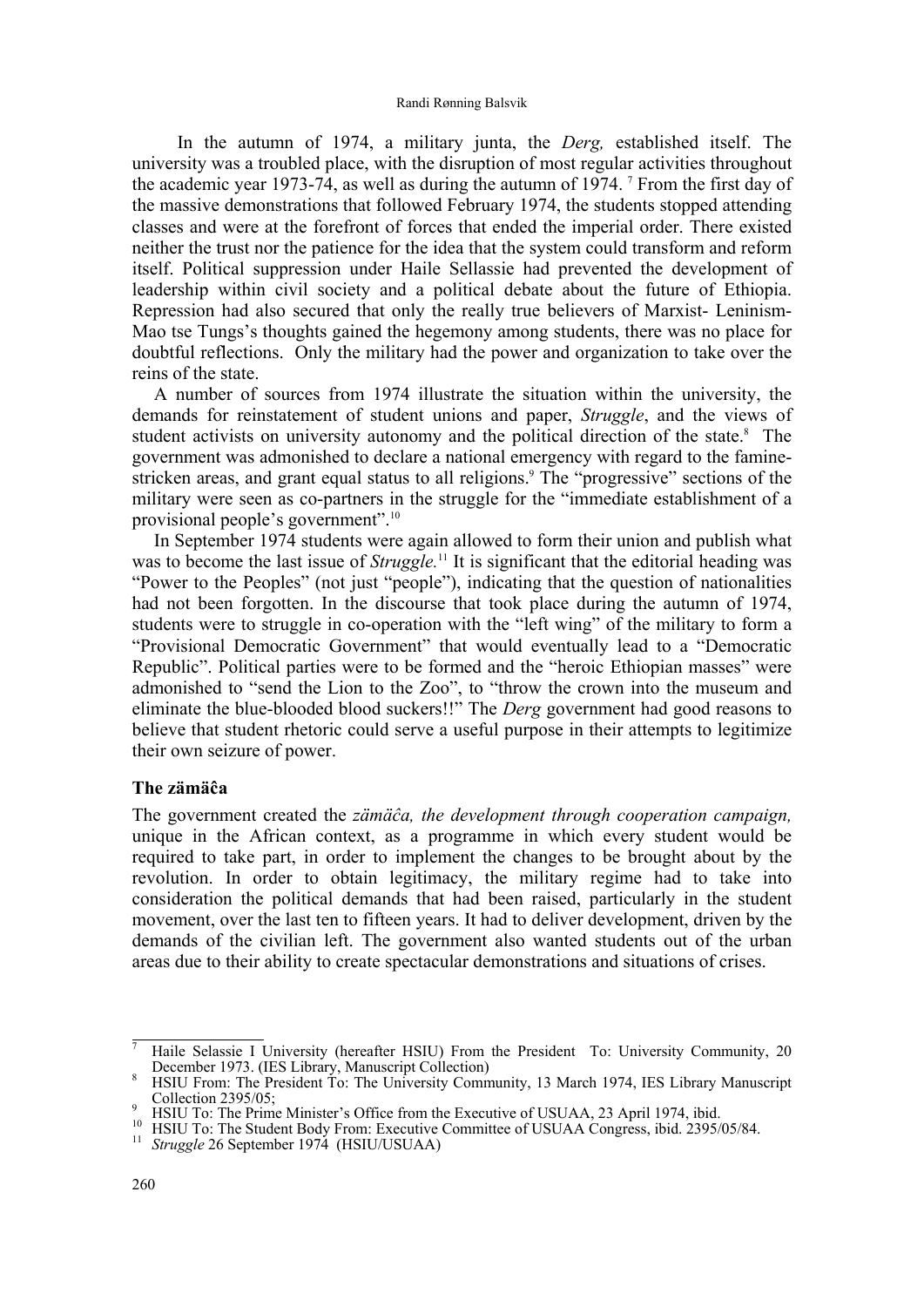In the autumn of 1974, a military junta, the *Derg,* established itself. The university was a troubled place, with the disruption of most regular activities throughout the academic year 1973-74, as well as during the autumn of 1974. [7] From the first day of the massive demonstrations that followed February 1974, the students stopped attending classes and were at the forefront of forces that ended the imperial order. There existed neither the trust nor the patience for the idea that the system could transform and reform itself. Political suppression under Haile Sellassie had prevented the development of leadership within civil society and a political debate about the future of Ethiopia. Repression had also secured that only the really true believers of Marxist- Leninism-Mao tse Tungs's thoughts gained the hegemony among students, there was no place for doubtful reflections. Only the military had the power and organization to take over the reins of the state.

A number of sources from 1974 illustrate the situation within the university, the demands for reinstatement of student unions and paper, *Struggle*, and the views of student activists on university autonomy and the political direction of the state.[8] The government was admonished to declare a national emergency with regard to the famine-stricken areas, and grant equal status to all religions.[9] The "progressive" sections of the military were seen as co-partners in the struggle for the "immediate establishment of a provisional people's government".[10]

In September 1974 students were again allowed to form their union and publish what was to become the last issue of *Struggle.*[11] It is significant that the editorial heading was "Power to the Peoples" (not just "people"), indicating that the question of nationalities had not been forgotten. In the discourse that took place during the autumn of 1974, students were to struggle in co-operation with the "left wing" of the military to form a "Provisional Democratic Government" that would eventually lead to a "Democratic Republic". Political parties were to be formed and the "heroic Ethiopian masses" were admonished to "send the Lion to the Zoo", to "throw the crown into the museum and eliminate the blue-blooded blood suckers!!" The *Derg* government had good reasons to believe that student rhetoric could serve a useful purpose in their attempts to legitimize their own seizure of power.

### The zämäĉa

The government created the *zämäĉa, the development through cooperation campaign,* unique in the African context, as a programme in which every student would be required to take part, in order to implement the changes to be brought about by the revolution. In order to obtain legitimacy, the military regime had to take into consideration the political demands that had been raised, particularly in the student movement, over the last ten to fifteen years. It had to deliver development, driven by the demands of the civilian left. The government also wanted students out of the urban areas due to their ability to create spectacular demonstrations and situations of crises.

---

[7] Haile Selassie I University (hereafter HSIU) From the President To: University Community, 20 December 1973. (IES Library, Manuscript Collection)

[8] HSIU From: The President To: The University Community, 13 March 1974, IES Library Manuscript Collection 2395/05;

[9] HSIU To: The Prime Minister's Office from the Executive of USUAA, 23 April 1974, ibid.

[10] HSIU To: The Student Body From: Executive Committee of USUAA Congress, ibid. 2395/05/84.

[11] *Struggle* 26 September 1974 (HSIU/USUAA)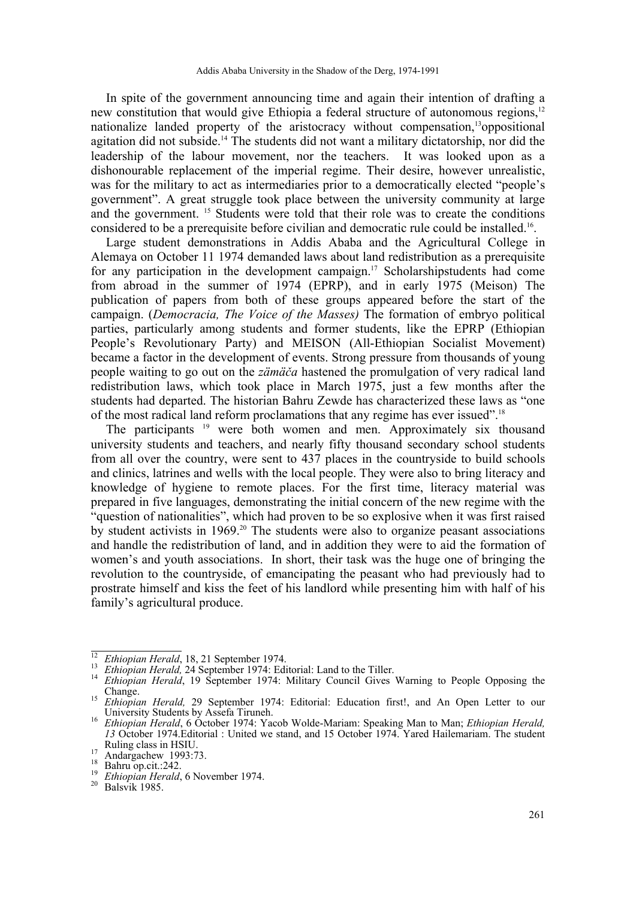In spite of the government announcing time and again their intention of drafting a new constitution that would give Ethiopia a federal structure of autonomous regions,[12] nationalize landed property of the aristocracy without compensation,[13]oppositional agitation did not subside.[14] The students did not want a military dictatorship, nor did the leadership of the labour movement, nor the teachers. It was looked upon as a dishonourable replacement of the imperial regime. Their desire, however unrealistic, was for the military to act as intermediaries prior to a democratically elected "people's government". A great struggle took place between the university community at large and the government. [15] Students were told that their role was to create the conditions considered to be a prerequisite before civilian and democratic rule could be installed.[16].

Large student demonstrations in Addis Ababa and the Agricultural College in Alemaya on October 11 1974 demanded laws about land redistribution as a prerequisite for any participation in the development campaign.[17] Scholarshipstudents had come from abroad in the summer of 1974 (EPRP), and in early 1975 (Meison) The publication of papers from both of these groups appeared before the start of the campaign. (*Democracia, The Voice of the Masses)* The formation of embryo political parties, particularly among students and former students, like the EPRP (Ethiopian People's Revolutionary Party) and MEISON (All-Ethiopian Socialist Movement) became a factor in the development of events. Strong pressure from thousands of young people waiting to go out on the *zämäča* hastened the promulgation of very radical land redistribution laws, which took place in March 1975, just a few months after the students had departed. The historian Bahru Zewde has characterized these laws as "one of the most radical land reform proclamations that any regime has ever issued".[18]

The participants [19] were both women and men. Approximately six thousand university students and teachers, and nearly fifty thousand secondary school students from all over the country, were sent to 437 places in the countryside to build schools and clinics, latrines and wells with the local people. They were also to bring literacy and knowledge of hygiene to remote places. For the first time, literacy material was prepared in five languages, demonstrating the initial concern of the new regime with the "question of nationalities", which had proven to be so explosive when it was first raised by student activists in 1969.[20] The students were also to organize peasant associations and handle the redistribution of land, and in addition they were to aid the formation of women's and youth associations. In short, their task was the huge one of bringing the revolution to the countryside, of emancipating the peasant who had previously had to prostrate himself and kiss the feet of his landlord while presenting him with half of his family's agricultural produce.

---

[12] *Ethiopian Herald*, 18, 21 September 1974.

[13] *Ethiopian Herald,* 24 September 1974: Editorial: Land to the Tiller.

[14] *Ethiopian Herald*, 19 September 1974: Military Council Gives Warning to People Opposing the Change.

[15] *Ethiopian Herald,* 29 September 1974: Editorial: Education first!, and An Open Letter to our University Students by Assefa Tiruneh.

[16] *Ethiopian Herald*, 6 October 1974: Yacob Wolde-Mariam: Speaking Man to Man; *Ethiopian Herald, 13* October 1974.Editorial : United we stand, and 15 October 1974. Yared Hailemariam. The student Ruling class in HSIU.

[17] Andargachew 1993:73.

[18] Bahru op.cit.:242.

[19] *Ethiopian Herald*, 6 November 1974.

[20] Balsvik 1985.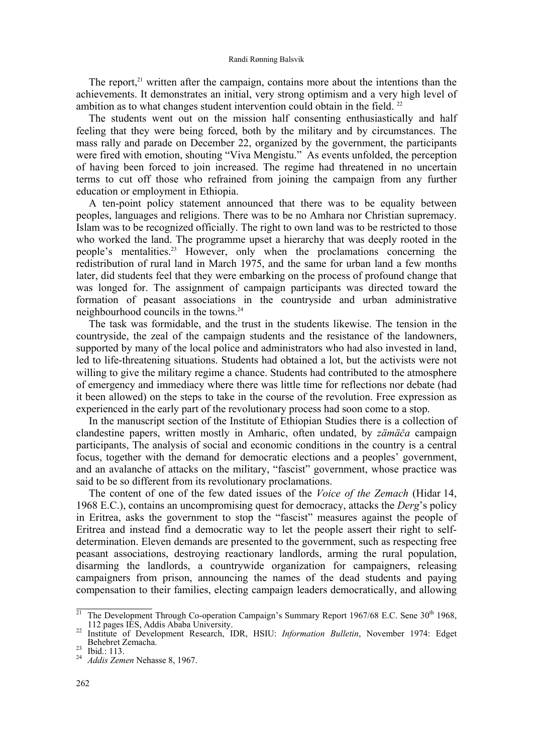The report,[21] written after the campaign, contains more about the intentions than the achievements. It demonstrates an initial, very strong optimism and a very high level of ambition as to what changes student intervention could obtain in the field. [22]

The students went out on the mission half consenting enthusiastically and half feeling that they were being forced, both by the military and by circumstances. The mass rally and parade on December 22, organized by the government, the participants were fired with emotion, shouting "Viva Mengistu." As events unfolded, the perception of having been forced to join increased. The regime had threatened in no uncertain terms to cut off those who refrained from joining the campaign from any further education or employment in Ethiopia.

A ten-point policy statement announced that there was to be equality between peoples, languages and religions. There was to be no Amhara nor Christian supremacy. Islam was to be recognized officially. The right to own land was to be restricted to those who worked the land. The programme upset a hierarchy that was deeply rooted in the people's mentalities.[23] However, only when the proclamations concerning the redistribution of rural land in March 1975, and the same for urban land a few months later, did students feel that they were embarking on the process of profound change that was longed for. The assignment of campaign participants was directed toward the formation of peasant associations in the countryside and urban administrative neighbourhood councils in the towns.[24]

The task was formidable, and the trust in the students likewise. The tension in the countryside, the zeal of the campaign students and the resistance of the landowners, supported by many of the local police and administrators who had also invested in land, led to life-threatening situations. Students had obtained a lot, but the activists were not willing to give the military regime a chance. Students had contributed to the atmosphere of emergency and immediacy where there was little time for reflections nor debate (had it been allowed) on the steps to take in the course of the revolution. Free expression as experienced in the early part of the revolutionary process had soon come to a stop.

In the manuscript section of the Institute of Ethiopian Studies there is a collection of clandestine papers, written mostly in Amharic, often undated, by *zämäča* campaign participants, The analysis of social and economic conditions in the country is a central focus, together with the demand for democratic elections and a peoples' government, and an avalanche of attacks on the military, "fascist" government, whose practice was said to be so different from its revolutionary proclamations.

The content of one of the few dated issues of the *Voice of the Zemach* (Hidar 14, 1968 E.C.), contains an uncompromising quest for democracy, attacks the *Derg*'s policy in Eritrea, asks the government to stop the "fascist" measures against the people of Eritrea and instead find a democratic way to let the people assert their right to self-determination. Eleven demands are presented to the government, such as respecting free peasant associations, destroying reactionary landlords, arming the rural population, disarming the landlords, a countrywide organization for campaigners, releasing campaigners from prison, announcing the names of the dead students and paying compensation to their families, electing campaign leaders democratically, and allowing

---

[21] The Development Through Co-operation Campaign's Summary Report 1967/68 E.C. Sene 30th 1968, 112 pages IES, Addis Ababa University.

[22] Institute of Development Research, IDR, HSIU: *Information Bulletin*, November 1974: Edget Behebret Zemacha.

[23] Ibid.: 113.

[24] *Addis Zemen* Nehasse 8, 1967.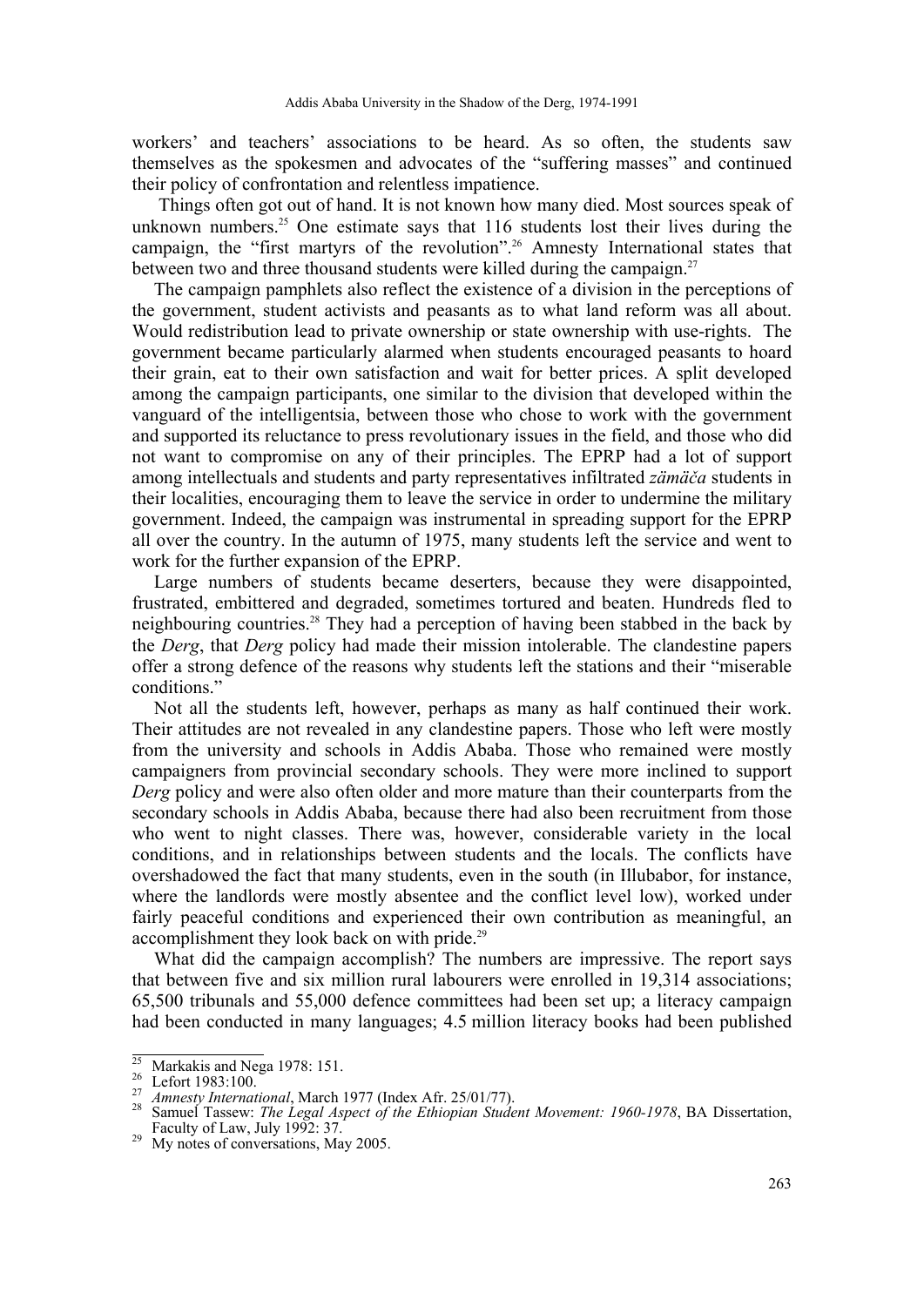workers' and teachers' associations to be heard. As so often, the students saw themselves as the spokesmen and advocates of the "suffering masses" and continued their policy of confrontation and relentless impatience.

Things often got out of hand. It is not known how many died. Most sources speak of unknown numbers.[25] One estimate says that 116 students lost their lives during the campaign, the "first martyrs of the revolution".[26] Amnesty International states that between two and three thousand students were killed during the campaign.[27]

The campaign pamphlets also reflect the existence of a division in the perceptions of the government, student activists and peasants as to what land reform was all about. Would redistribution lead to private ownership or state ownership with use-rights. The government became particularly alarmed when students encouraged peasants to hoard their grain, eat to their own satisfaction and wait for better prices. A split developed among the campaign participants, one similar to the division that developed within the vanguard of the intelligentsia, between those who chose to work with the government and supported its reluctance to press revolutionary issues in the field, and those who did not want to compromise on any of their principles. The EPRP had a lot of support among intellectuals and students and party representatives infiltrated *zämäča* students in their localities, encouraging them to leave the service in order to undermine the military government. Indeed, the campaign was instrumental in spreading support for the EPRP all over the country. In the autumn of 1975, many students left the service and went to work for the further expansion of the EPRP.

Large numbers of students became deserters, because they were disappointed, frustrated, embittered and degraded, sometimes tortured and beaten. Hundreds fled to neighbouring countries.[28] They had a perception of having been stabbed in the back by the *Derg*, that *Derg* policy had made their mission intolerable. The clandestine papers offer a strong defence of the reasons why students left the stations and their "miserable conditions."

Not all the students left, however, perhaps as many as half continued their work. Their attitudes are not revealed in any clandestine papers. Those who left were mostly from the university and schools in Addis Ababa. Those who remained were mostly campaigners from provincial secondary schools. They were more inclined to support *Derg* policy and were also often older and more mature than their counterparts from the secondary schools in Addis Ababa, because there had also been recruitment from those who went to night classes. There was, however, considerable variety in the local conditions, and in relationships between students and the locals. The conflicts have overshadowed the fact that many students, even in the south (in Illubabor, for instance, where the landlords were mostly absentee and the conflict level low), worked under fairly peaceful conditions and experienced their own contribution as meaningful, an accomplishment they look back on with pride.[29]

What did the campaign accomplish? The numbers are impressive. The report says that between five and six million rural labourers were enrolled in 19,314 associations; 65,500 tribunals and 55,000 defence committees had been set up; a literacy campaign had been conducted in many languages; 4.5 million literacy books had been published

---

[25] Markakis and Nega 1978: 151.

[26] Lefort 1983:100.

[27] *Amnesty International*, March 1977 (Index Afr. 25/01/77).

[28] Samuel Tassew: *The Legal Aspect of the Ethiopian Student Movement: 1960-1978*, BA Dissertation, Faculty of Law, July 1992: 37.

[29] My notes of conversations, May 2005.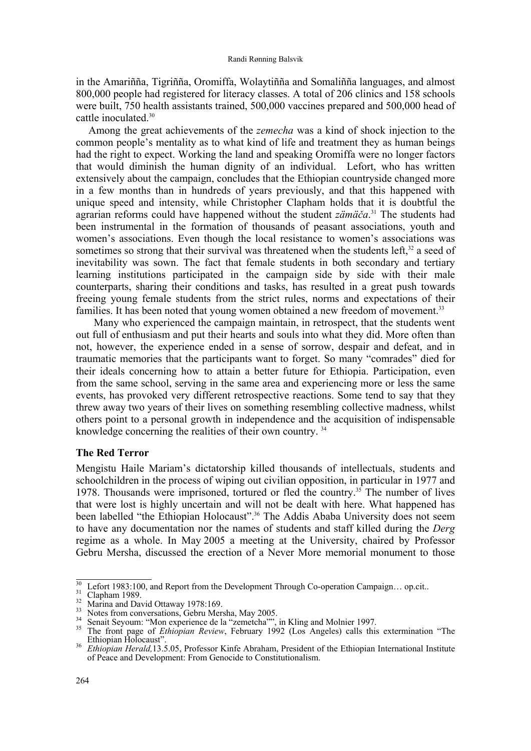in the Amariñña, Tigriñña, Oromiffa, Wolaytiñña and Somaliñña languages, and almost 800,000 people had registered for literacy classes. A total of 206 clinics and 158 schools were built, 750 health assistants trained, 500,000 vaccines prepared and 500,000 head of cattle inoculated.[30]

Among the great achievements of the *zemecha* was a kind of shock injection to the common people's mentality as to what kind of life and treatment they as human beings had the right to expect. Working the land and speaking Oromiffa were no longer factors that would diminish the human dignity of an individual. Lefort, who has written extensively about the campaign, concludes that the Ethiopian countryside changed more in a few months than in hundreds of years previously, and that this happened with unique speed and intensity, while Christopher Clapham holds that it is doubtful the agrarian reforms could have happened without the student *zämäča*.[31] The students had been instrumental in the formation of thousands of peasant associations, youth and women's associations. Even though the local resistance to women's associations was sometimes so strong that their survival was threatened when the students left,[32] a seed of inevitability was sown. The fact that female students in both secondary and tertiary learning institutions participated in the campaign side by side with their male counterparts, sharing their conditions and tasks, has resulted in a great push towards freeing young female students from the strict rules, norms and expectations of their families. It has been noted that young women obtained a new freedom of movement.[33]

Many who experienced the campaign maintain, in retrospect, that the students went out full of enthusiasm and put their hearts and souls into what they did. More often than not, however, the experience ended in a sense of sorrow, despair and defeat, and in traumatic memories that the participants want to forget. So many "comrades" died for their ideals concerning how to attain a better future for Ethiopia. Participation, even from the same school, serving in the same area and experiencing more or less the same events, has provoked very different retrospective reactions. Some tend to say that they threw away two years of their lives on something resembling collective madness, whilst others point to a personal growth in independence and the acquisition of indispensable knowledge concerning the realities of their own country.[34]

### The Red Terror

Mengistu Haile Mariam's dictatorship killed thousands of intellectuals, students and schoolchildren in the process of wiping out civilian opposition, in particular in 1977 and 1978. Thousands were imprisoned, tortured or fled the country.[35] The number of lives that were lost is highly uncertain and will not be dealt with here. What happened has been labelled "the Ethiopian Holocaust".[36] The Addis Ababa University does not seem to have any documentation nor the names of students and staff killed during the *Derg* regime as a whole. In May 2005 a meeting at the University, chaired by Professor Gebru Mersha, discussed the erection of a Never More memorial monument to those

---

[30] Lefort 1983:100, and Report from the Development Through Co-operation Campaign… op.cit..

[31] Clapham 1989.

[32] Marina and David Ottaway 1978:169.

[33] Notes from conversations, Gebru Mersha, May 2005.

[34] Senait Seyoum: "Mon experience de la "zemetcha"", in Kling and Molnier 1997.

[35] The front page of *Ethiopian Review*, February 1992 (Los Angeles) calls this extermination "The Ethiopian Holocaust".

[36] *Ethiopian Herald,*13.5.05, Professor Kinfe Abraham, President of the Ethiopian International Institute of Peace and Development: From Genocide to Constitutionalism.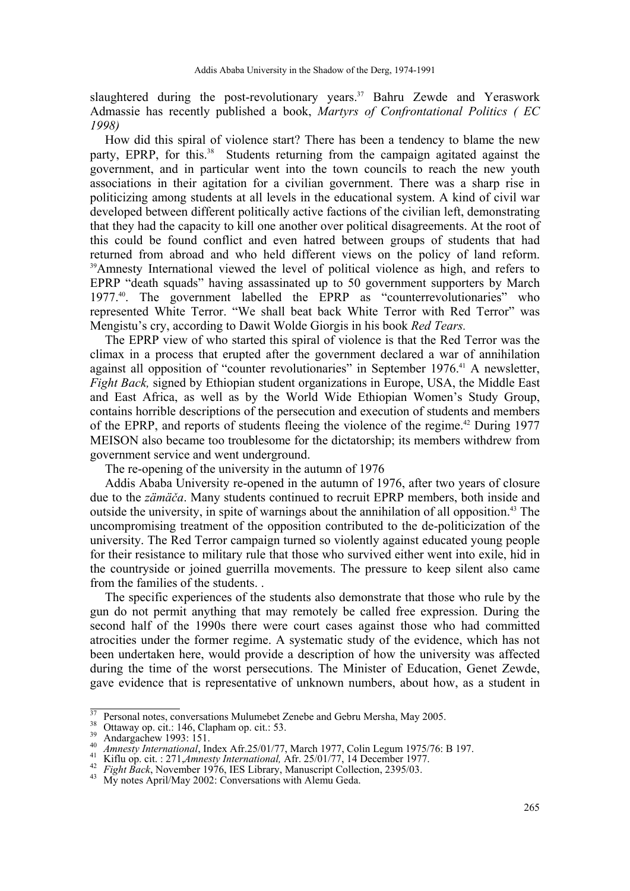slaughtered during the post-revolutionary years.[37] Bahru Zewde and Yeraswork Admassie has recently published a book, *Martyrs of Confrontational Politics ( EC 1998)*

How did this spiral of violence start? There has been a tendency to blame the new party, EPRP, for this.[38] Students returning from the campaign agitated against the government, and in particular went into the town councils to reach the new youth associations in their agitation for a civilian government. There was a sharp rise in politicizing among students at all levels in the educational system. A kind of civil war developed between different politically active factions of the civilian left, demonstrating that they had the capacity to kill one another over political disagreements. At the root of this could be found conflict and even hatred between groups of students that had returned from abroad and who held different views on the policy of land reform. [39]Amnesty International viewed the level of political violence as high, and refers to EPRP "death squads" having assassinated up to 50 government supporters by March 1977.[40]. The government labelled the EPRP as "counterrevolutionaries" who represented White Terror. "We shall beat back White Terror with Red Terror" was Mengistu's cry, according to Dawit Wolde Giorgis in his book *Red Tears.*

The EPRP view of who started this spiral of violence is that the Red Terror was the climax in a process that erupted after the government declared a war of annihilation against all opposition of "counter revolutionaries" in September 1976.[41] A newsletter, *Fight Back,* signed by Ethiopian student organizations in Europe, USA, the Middle East and East Africa, as well as by the World Wide Ethiopian Women's Study Group, contains horrible descriptions of the persecution and execution of students and members of the EPRP, and reports of students fleeing the violence of the regime.[42] During 1977 MEISON also became too troublesome for the dictatorship; its members withdrew from government service and went underground.

The re-opening of the university in the autumn of 1976

Addis Ababa University re-opened in the autumn of 1976, after two years of closure due to the *zämäča*. Many students continued to recruit EPRP members, both inside and outside the university, in spite of warnings about the annihilation of all opposition.[43] The uncompromising treatment of the opposition contributed to the de-politicization of the university. The Red Terror campaign turned so violently against educated young people for their resistance to military rule that those who survived either went into exile, hid in the countryside or joined guerrilla movements. The pressure to keep silent also came from the families of the students. .

The specific experiences of the students also demonstrate that those who rule by the gun do not permit anything that may remotely be called free expression. During the second half of the 1990s there were court cases against those who had committed atrocities under the former regime. A systematic study of the evidence, which has not been undertaken here, would provide a description of how the university was affected during the time of the worst persecutions. The Minister of Education, Genet Zewde, gave evidence that is representative of unknown numbers, about how, as a student in

---

[37] Personal notes, conversations Mulumebet Zenebe and Gebru Mersha, May 2005.

[38] Ottaway op. cit.: 146, Clapham op. cit.: 53.

[39] Andargachew 1993: 151.

[40] *Amnesty International*, Index Afr.25/01/77, March 1977, Colin Legum 1975/76: B 197.

[41] Kiflu op. cit. : 271,*Amnesty International,* Afr. 25/01/77, 14 December 1977.

[42] *Fight Back*, November 1976, IES Library, Manuscript Collection, 2395/03.

[43] My notes April/May 2002: Conversations with Alemu Geda.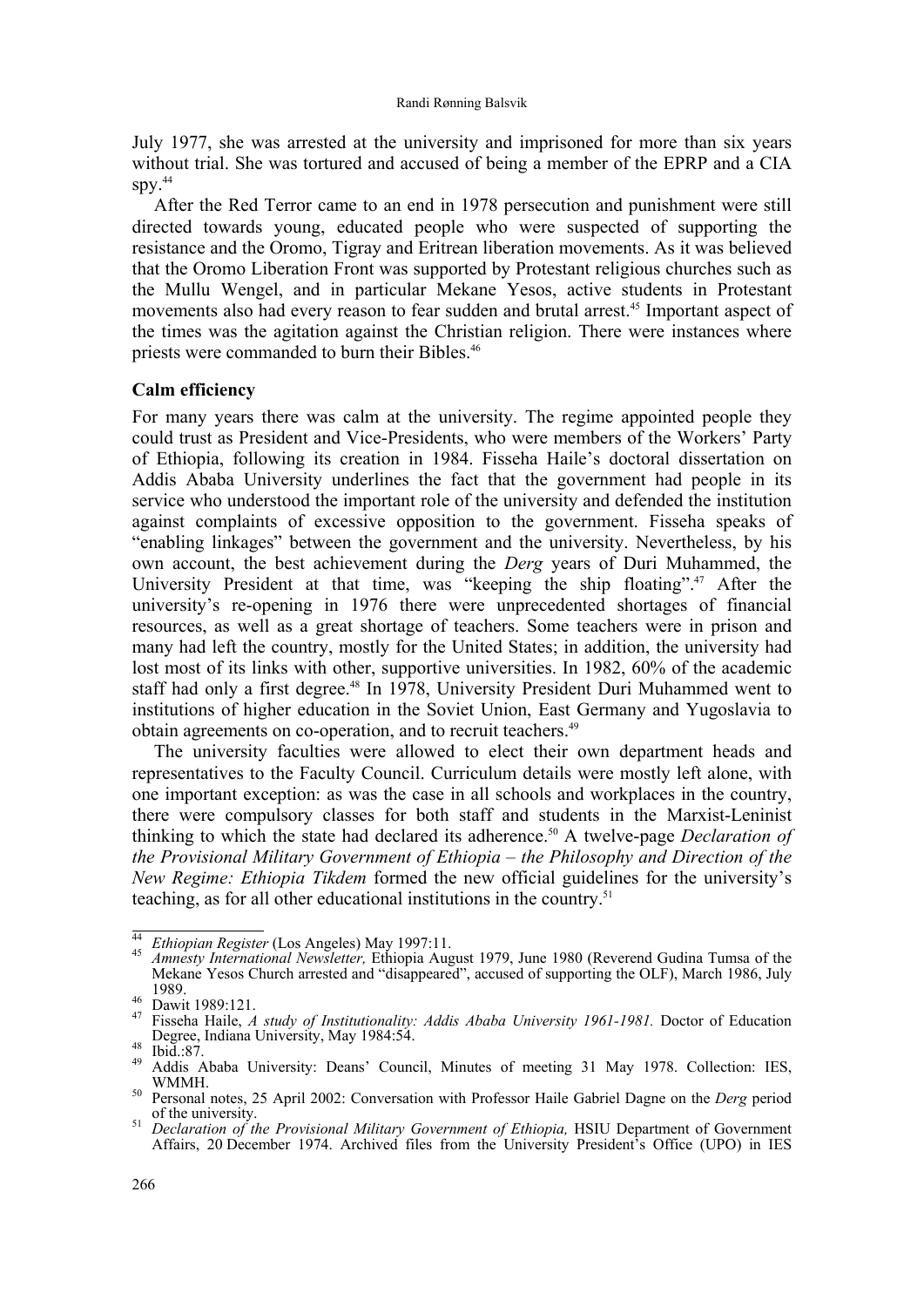July 1977, she was arrested at the university and imprisoned for more than six years without trial. She was tortured and accused of being a member of the EPRP and a CIA spy.[44]

After the Red Terror came to an end in 1978 persecution and punishment were still directed towards young, educated people who were suspected of supporting the resistance and the Oromo, Tigray and Eritrean liberation movements. As it was believed that the Oromo Liberation Front was supported by Protestant religious churches such as the Mullu Wengel, and in particular Mekane Yesos, active students in Protestant movements also had every reason to fear sudden and brutal arrest.[45] Important aspect of the times was the agitation against the Christian religion. There were instances where priests were commanded to burn their Bibles.[46]

**Calm efficiency**

For many years there was calm at the university. The regime appointed people they could trust as President and Vice-Presidents, who were members of the Workers' Party of Ethiopia, following its creation in 1984. Fisseha Haile's doctoral dissertation on Addis Ababa University underlines the fact that the government had people in its service who understood the important role of the university and defended the institution against complaints of excessive opposition to the government. Fisseha speaks of "enabling linkages" between the government and the university. Nevertheless, by his own account, the best achievement during the *Derg* years of Duri Muhammed, the University President at that time, was "keeping the ship floating".[47] After the university's re-opening in 1976 there were unprecedented shortages of financial resources, as well as a great shortage of teachers. Some teachers were in prison and many had left the country, mostly for the United States; in addition, the university had lost most of its links with other, supportive universities. In 1982, 60% of the academic staff had only a first degree.[48] In 1978, University President Duri Muhammed went to institutions of higher education in the Soviet Union, East Germany and Yugoslavia to obtain agreements on co-operation, and to recruit teachers.[49]

The university faculties were allowed to elect their own department heads and representatives to the Faculty Council. Curriculum details were mostly left alone, with one important exception: as was the case in all schools and workplaces in the country, there were compulsory classes for both staff and students in the Marxist-Leninist thinking to which the state had declared its adherence.[50] A twelve-page *Declaration of the Provisional Military Government of Ethiopia – the Philosophy and Direction of the New Regime: Ethiopia Tikdem* formed the new official guidelines for the university's teaching, as for all other educational institutions in the country.[51]

---

[44] *Ethiopian Register* (Los Angeles) May 1997:11.

[45] *Amnesty International Newsletter,* Ethiopia August 1979, June 1980 (Reverend Gudina Tumsa of the Mekane Yesos Church arrested and "disappeared", accused of supporting the OLF), March 1986, July 1989.

[46] Dawit 1989:121.

[47] Fisseha Haile, *A study of Institutionality: Addis Ababa University 1961-1981.* Doctor of Education Degree, Indiana University, May 1984:54.

[48] Ibid.:87.

[49] Addis Ababa University: Deans' Council, Minutes of meeting 31 May 1978. Collection: IES, WMMH.

[50] Personal notes, 25 April 2002: Conversation with Professor Haile Gabriel Dagne on the *Derg* period of the university.

[51] *Declaration of the Provisional Military Government of Ethiopia,* HSIU Department of Government Affairs, 20 December 1974. Archived files from the University President's Office (UPO) in IES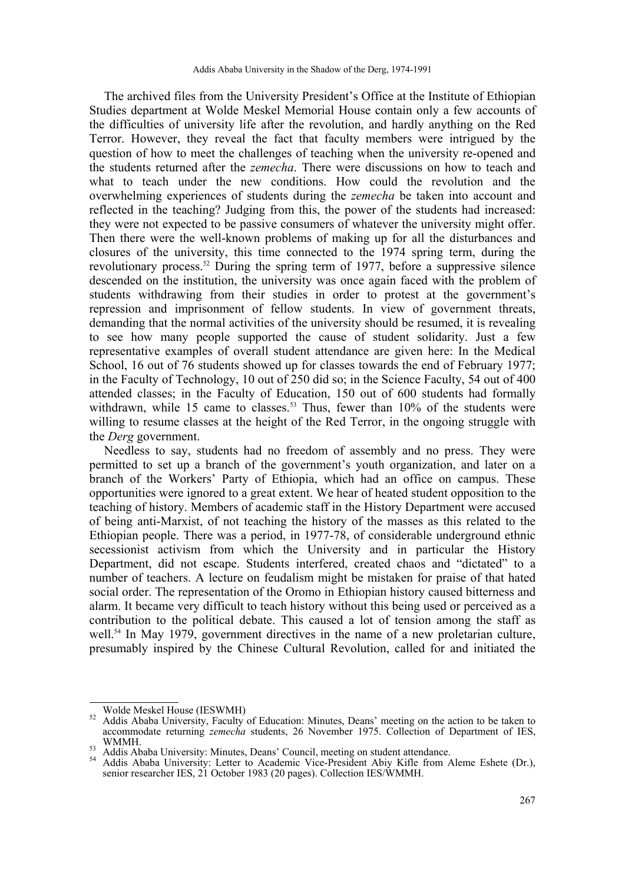The archived files from the University President's Office at the Institute of Ethiopian Studies department at Wolde Meskel Memorial House contain only a few accounts of the difficulties of university life after the revolution, and hardly anything on the Red Terror. However, they reveal the fact that faculty members were intrigued by the question of how to meet the challenges of teaching when the university re-opened and the students returned after the *zemecha*. There were discussions on how to teach and what to teach under the new conditions. How could the revolution and the overwhelming experiences of students during the *zemecha* be taken into account and reflected in the teaching? Judging from this, the power of the students had increased: they were not expected to be passive consumers of whatever the university might offer. Then there were the well-known problems of making up for all the disturbances and closures of the university, this time connected to the 1974 spring term, during the revolutionary process.[52] During the spring term of 1977, before a suppressive silence descended on the institution, the university was once again faced with the problem of students withdrawing from their studies in order to protest at the government's repression and imprisonment of fellow students. In view of government threats, demanding that the normal activities of the university should be resumed, it is revealing to see how many people supported the cause of student solidarity. Just a few representative examples of overall student attendance are given here: In the Medical School, 16 out of 76 students showed up for classes towards the end of February 1977; in the Faculty of Technology, 10 out of 250 did so; in the Science Faculty, 54 out of 400 attended classes; in the Faculty of Education, 150 out of 600 students had formally withdrawn, while 15 came to classes.[53] Thus, fewer than 10% of the students were willing to resume classes at the height of the Red Terror, in the ongoing struggle with the *Derg* government.

Needless to say, students had no freedom of assembly and no press. They were permitted to set up a branch of the government's youth organization, and later on a branch of the Workers' Party of Ethiopia, which had an office on campus. These opportunities were ignored to a great extent. We hear of heated student opposition to the teaching of history. Members of academic staff in the History Department were accused of being anti-Marxist, of not teaching the history of the masses as this related to the Ethiopian people. There was a period, in 1977-78, of considerable underground ethnic secessionist activism from which the University and in particular the History Department, did not escape. Students interfered, created chaos and "dictated" to a number of teachers. A lecture on feudalism might be mistaken for praise of that hated social order. The representation of the Oromo in Ethiopian history caused bitterness and alarm. It became very difficult to teach history without this being used or perceived as a contribution to the political debate. This caused a lot of tension among the staff as well.[54] In May 1979, government directives in the name of a new proletarian culture, presumably inspired by the Chinese Cultural Revolution, called for and initiated the

---

Wolde Meskel House (IESWMH)

[52] Addis Ababa University, Faculty of Education: Minutes, Deans' meeting on the action to be taken to accommodate returning *zemecha* students, 26 November 1975. Collection of Department of IES, WMMH.

[53] Addis Ababa University: Minutes, Deans' Council, meeting on student attendance.

[54] Addis Ababa University: Letter to Academic Vice-President Abiy Kifle from Aleme Eshete (Dr.), senior researcher IES, 21 October 1983 (20 pages). Collection IES/WMMH.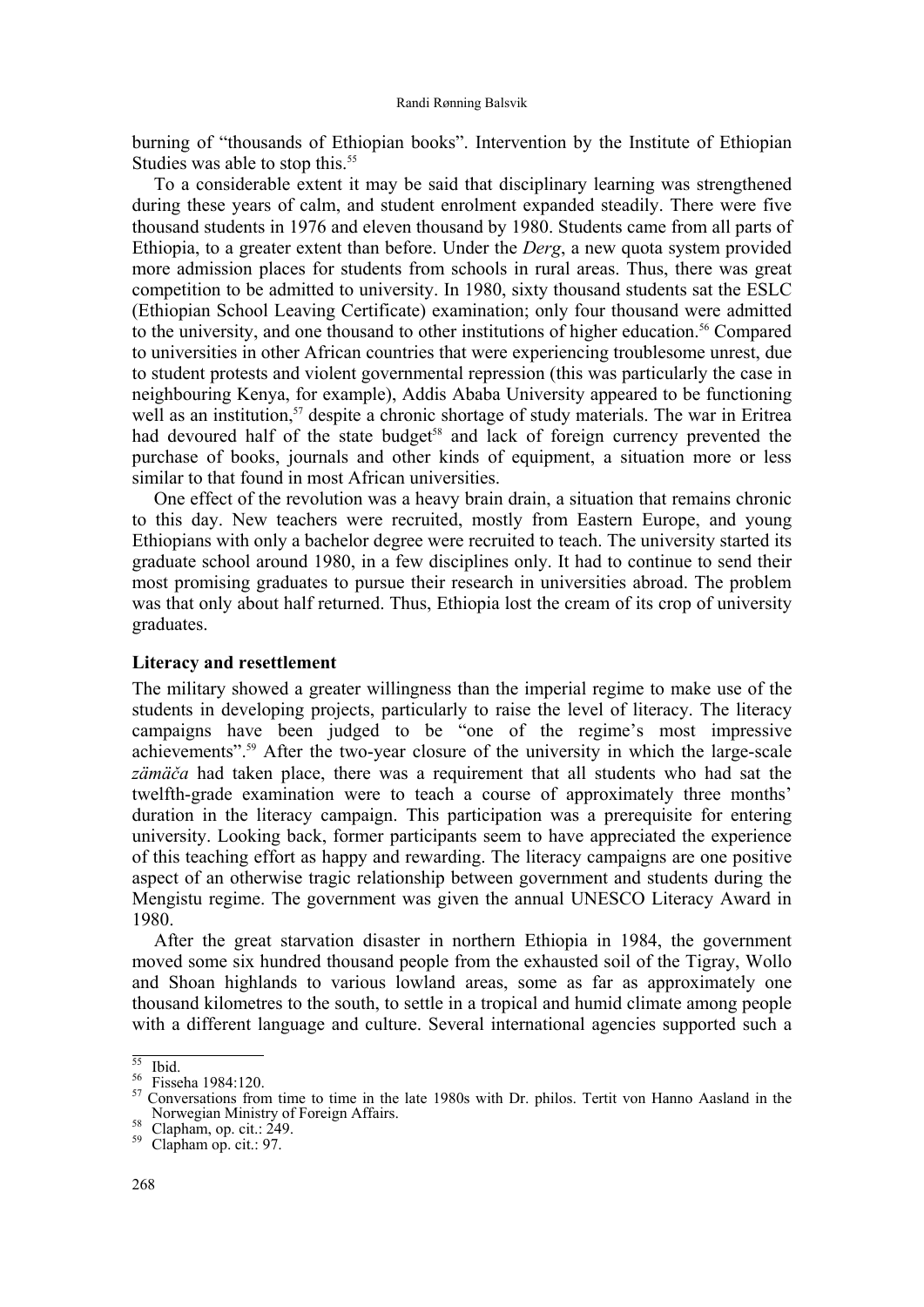burning of "thousands of Ethiopian books". Intervention by the Institute of Ethiopian Studies was able to stop this.[55]

To a considerable extent it may be said that disciplinary learning was strengthened during these years of calm, and student enrolment expanded steadily. There were five thousand students in 1976 and eleven thousand by 1980. Students came from all parts of Ethiopia, to a greater extent than before. Under the *Derg*, a new quota system provided more admission places for students from schools in rural areas. Thus, there was great competition to be admitted to university. In 1980, sixty thousand students sat the ESLC (Ethiopian School Leaving Certificate) examination; only four thousand were admitted to the university, and one thousand to other institutions of higher education.[56] Compared to universities in other African countries that were experiencing troublesome unrest, due to student protests and violent governmental repression (this was particularly the case in neighbouring Kenya, for example), Addis Ababa University appeared to be functioning well as an institution,[57] despite a chronic shortage of study materials. The war in Eritrea had devoured half of the state budget[58] and lack of foreign currency prevented the purchase of books, journals and other kinds of equipment, a situation more or less similar to that found in most African universities.

One effect of the revolution was a heavy brain drain, a situation that remains chronic to this day. New teachers were recruited, mostly from Eastern Europe, and young Ethiopians with only a bachelor degree were recruited to teach. The university started its graduate school around 1980, in a few disciplines only. It had to continue to send their most promising graduates to pursue their research in universities abroad. The problem was that only about half returned. Thus, Ethiopia lost the cream of its crop of university graduates.

### Literacy and resettlement

The military showed a greater willingness than the imperial regime to make use of the students in developing projects, particularly to raise the level of literacy. The literacy campaigns have been judged to be "one of the regime's most impressive achievements".[59] After the two-year closure of the university in which the large-scale *zämäča* had taken place, there was a requirement that all students who had sat the twelfth-grade examination were to teach a course of approximately three months' duration in the literacy campaign. This participation was a prerequisite for entering university. Looking back, former participants seem to have appreciated the experience of this teaching effort as happy and rewarding. The literacy campaigns are one positive aspect of an otherwise tragic relationship between government and students during the Mengistu regime. The government was given the annual UNESCO Literacy Award in 1980.

After the great starvation disaster in northern Ethiopia in 1984, the government moved some six hundred thousand people from the exhausted soil of the Tigray, Wollo and Shoan highlands to various lowland areas, some as far as approximately one thousand kilometres to the south, to settle in a tropical and humid climate among people with a different language and culture. Several international agencies supported such a

---

[55] Ibid.

[56] Fisseha 1984:120.

[57] Conversations from time to time in the late 1980s with Dr. philos. Tertit von Hanno Aasland in the Norwegian Ministry of Foreign Affairs.

[58] Clapham, op. cit.: 249.

[59] Clapham op. cit.: 97.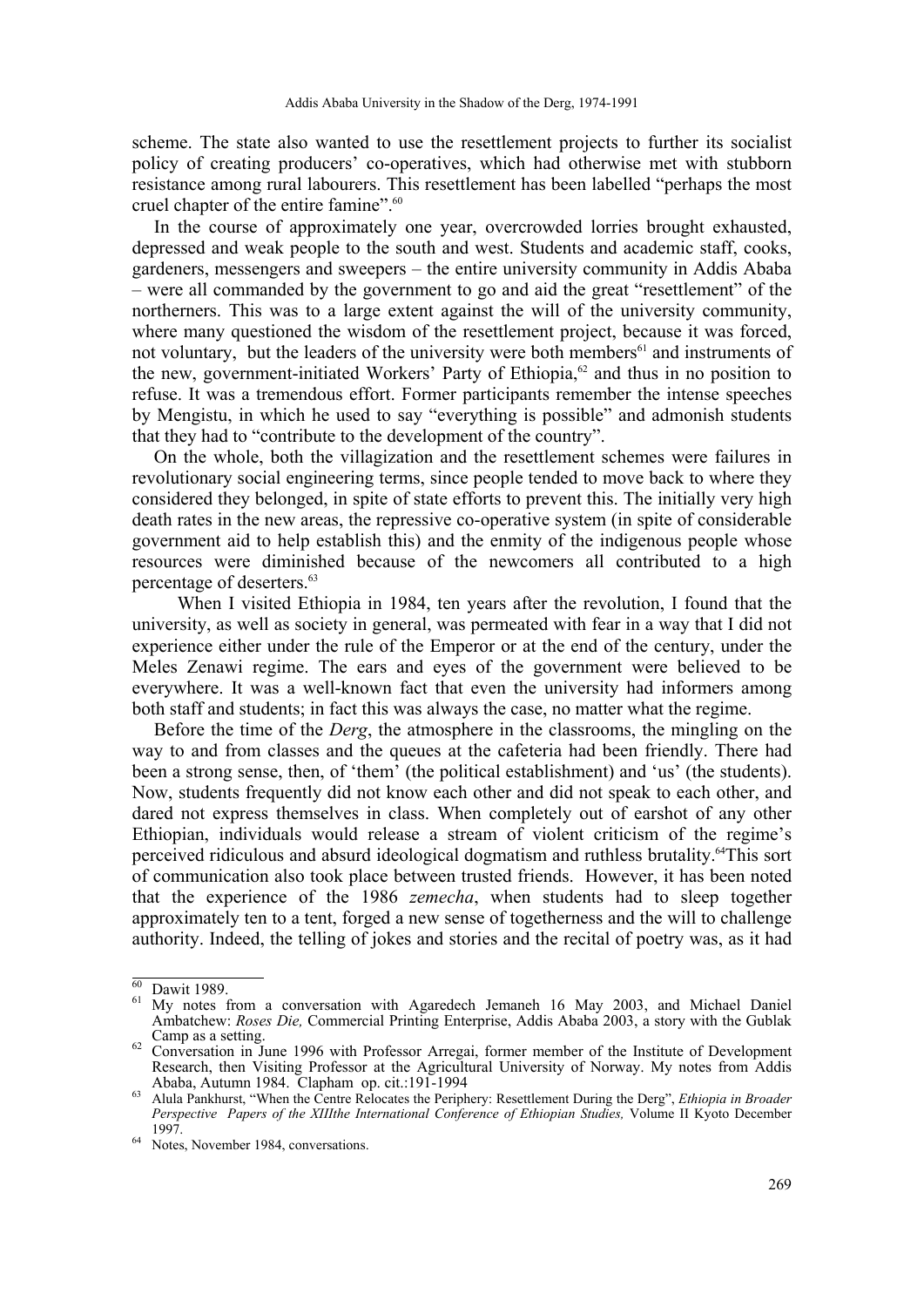scheme. The state also wanted to use the resettlement projects to further its socialist policy of creating producers' co-operatives, which had otherwise met with stubborn resistance among rural labourers. This resettlement has been labelled "perhaps the most cruel chapter of the entire famine".[60]

In the course of approximately one year, overcrowded lorries brought exhausted, depressed and weak people to the south and west. Students and academic staff, cooks, gardeners, messengers and sweepers – the entire university community in Addis Ababa – were all commanded by the government to go and aid the great "resettlement" of the northerners. This was to a large extent against the will of the university community, where many questioned the wisdom of the resettlement project, because it was forced, not voluntary, but the leaders of the university were both members[61] and instruments of the new, government-initiated Workers' Party of Ethiopia,[62] and thus in no position to refuse. It was a tremendous effort. Former participants remember the intense speeches by Mengistu, in which he used to say "everything is possible" and admonish students that they had to "contribute to the development of the country".

On the whole, both the villagization and the resettlement schemes were failures in revolutionary social engineering terms, since people tended to move back to where they considered they belonged, in spite of state efforts to prevent this. The initially very high death rates in the new areas, the repressive co-operative system (in spite of considerable government aid to help establish this) and the enmity of the indigenous people whose resources were diminished because of the newcomers all contributed to a high percentage of deserters.[63]

When I visited Ethiopia in 1984, ten years after the revolution, I found that the university, as well as society in general, was permeated with fear in a way that I did not experience either under the rule of the Emperor or at the end of the century, under the Meles Zenawi regime. The ears and eyes of the government were believed to be everywhere. It was a well-known fact that even the university had informers among both staff and students; in fact this was always the case, no matter what the regime.

Before the time of the *Derg*, the atmosphere in the classrooms, the mingling on the way to and from classes and the queues at the cafeteria had been friendly. There had been a strong sense, then, of 'them' (the political establishment) and 'us' (the students). Now, students frequently did not know each other and did not speak to each other, and dared not express themselves in class. When completely out of earshot of any other Ethiopian, individuals would release a stream of violent criticism of the regime's perceived ridiculous and absurd ideological dogmatism and ruthless brutality.[64] This sort of communication also took place between trusted friends. However, it has been noted that the experience of the 1986 *zemecha*, when students had to sleep together approximately ten to a tent, forged a new sense of togetherness and the will to challenge authority. Indeed, the telling of jokes and stories and the recital of poetry was, as it had

---

[60] Dawit 1989.

[61] My notes from a conversation with Agaredech Jemaneh 16 May 2003, and Michael Daniel Ambatchew: *Roses Die,* Commercial Printing Enterprise, Addis Ababa 2003, a story with the Gublak Camp as a setting.

[62] Conversation in June 1996 with Professor Arregai, former member of the Institute of Development Research, then Visiting Professor at the Agricultural University of Norway. My notes from Addis Ababa, Autumn 1984. Clapham op. cit.:191-1994

[63] Alula Pankhurst, "When the Centre Relocates the Periphery: Resettlement During the Derg", *Ethiopia in Broader Perspective Papers of the XIIIthe International Conference of Ethiopian Studies,* Volume II Kyoto December 1997.

[64] Notes, November 1984, conversations.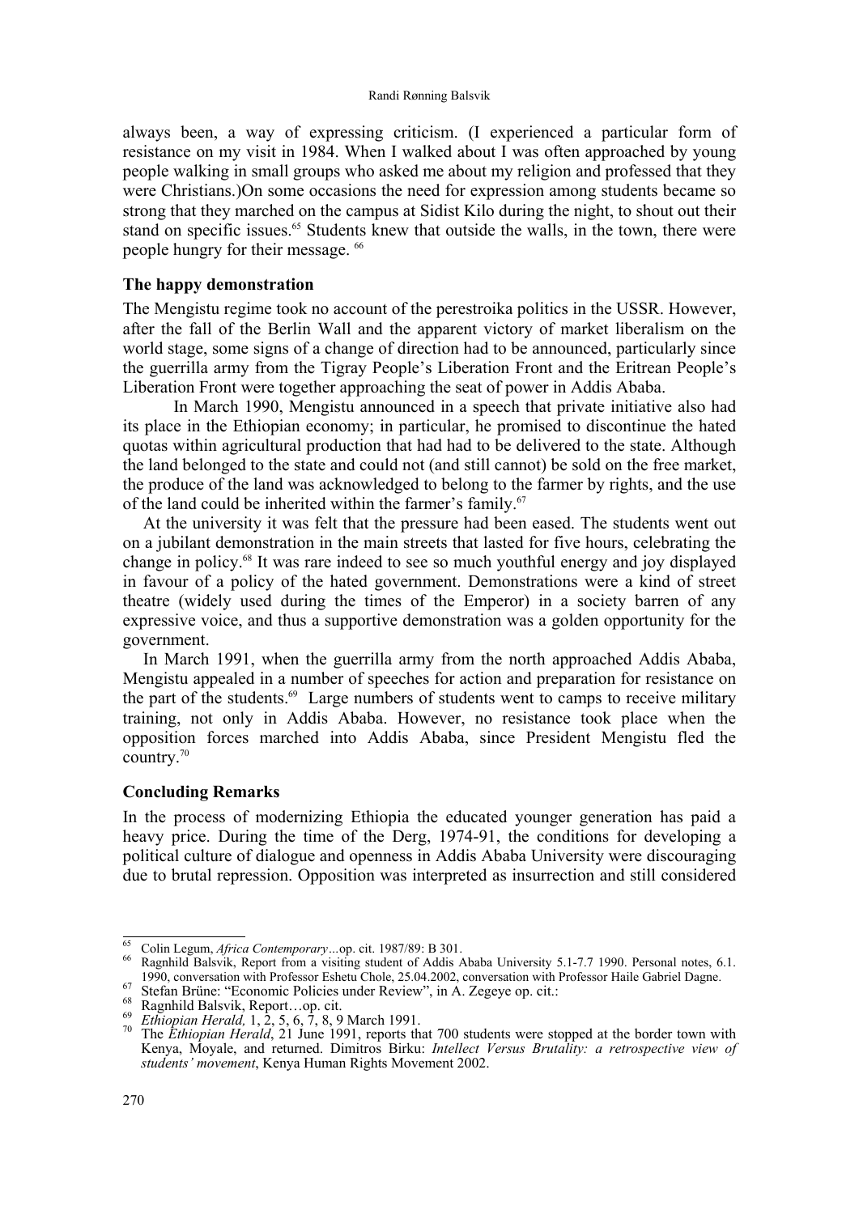always been, a way of expressing criticism. (I experienced a particular form of resistance on my visit in 1984. When I walked about I was often approached by young people walking in small groups who asked me about my religion and professed that they were Christians.)On some occasions the need for expression among students became so strong that they marched on the campus at Sidist Kilo during the night, to shout out their stand on specific issues.[65] Students knew that outside the walls, in the town, there were people hungry for their message. [66]

### The happy demonstration

The Mengistu regime took no account of the perestroika politics in the USSR. However, after the fall of the Berlin Wall and the apparent victory of market liberalism on the world stage, some signs of a change of direction had to be announced, particularly since the guerrilla army from the Tigray People's Liberation Front and the Eritrean People's Liberation Front were together approaching the seat of power in Addis Ababa.

In March 1990, Mengistu announced in a speech that private initiative also had its place in the Ethiopian economy; in particular, he promised to discontinue the hated quotas within agricultural production that had had to be delivered to the state. Although the land belonged to the state and could not (and still cannot) be sold on the free market, the produce of the land was acknowledged to belong to the farmer by rights, and the use of the land could be inherited within the farmer's family.[67]

At the university it was felt that the pressure had been eased. The students went out on a jubilant demonstration in the main streets that lasted for five hours, celebrating the change in policy.[68] It was rare indeed to see so much youthful energy and joy displayed in favour of a policy of the hated government. Demonstrations were a kind of street theatre (widely used during the times of the Emperor) in a society barren of any expressive voice, and thus a supportive demonstration was a golden opportunity for the government.

In March 1991, when the guerrilla army from the north approached Addis Ababa, Mengistu appealed in a number of speeches for action and preparation for resistance on the part of the students.[69] Large numbers of students went to camps to receive military training, not only in Addis Ababa. However, no resistance took place when the opposition forces marched into Addis Ababa, since President Mengistu fled the country.[70]

### Concluding Remarks

In the process of modernizing Ethiopia the educated younger generation has paid a heavy price. During the time of the Derg, 1974-91, the conditions for developing a political culture of dialogue and openness in Addis Ababa University were discouraging due to brutal repression. Opposition was interpreted as insurrection and still considered

---

[65] Colin Legum, *Africa Contemporary*...op. cit. 1987/89: B 301.

[66] Ragnhild Balsvik, Report from a visiting student of Addis Ababa University 5.1-7.7 1990. Personal notes, 6.1. 1990, conversation with Professor Eshetu Chole, 25.04.2002, conversation with Professor Haile Gabriel Dagne.

[67] Stefan Brüne: "Economic Policies under Review", in A. Zegeye op. cit.:

[68] Ragnhild Balsvik, Report…op. cit.

[69] *Ethiopian Herald,* 1, 2, 5, 6, 7, 8, 9 March 1991.

[70] The *Ethiopian Herald*, 21 June 1991, reports that 700 students were stopped at the border town with Kenya, Moyale, and returned. Dimitros Birku: *Intellect Versus Brutality: a retrospective view of students' movement*, Kenya Human Rights Movement 2002.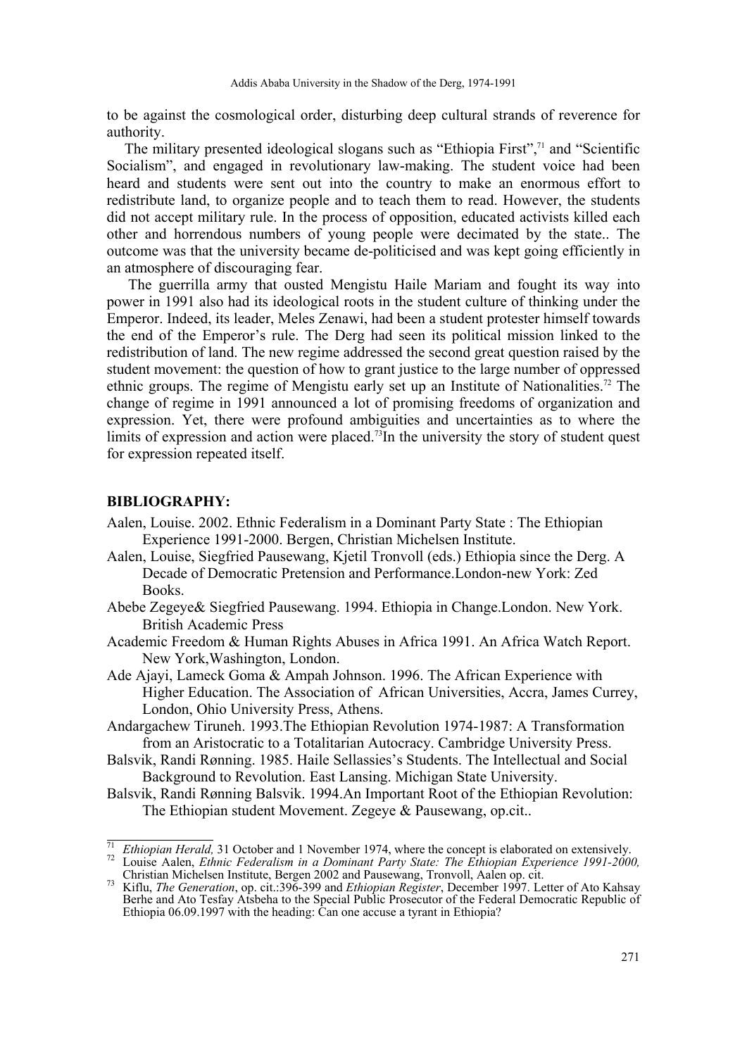to be against the cosmological order, disturbing deep cultural strands of reverence for authority.

The military presented ideological slogans such as "Ethiopia First",[71] and "Scientific Socialism", and engaged in revolutionary law-making. The student voice had been heard and students were sent out into the country to make an enormous effort to redistribute land, to organize people and to teach them to read. However, the students did not accept military rule. In the process of opposition, educated activists killed each other and horrendous numbers of young people were decimated by the state.. The outcome was that the university became de-politicised and was kept going efficiently in an atmosphere of discouraging fear.

The guerrilla army that ousted Mengistu Haile Mariam and fought its way into power in 1991 also had its ideological roots in the student culture of thinking under the Emperor. Indeed, its leader, Meles Zenawi, had been a student protester himself towards the end of the Emperor's rule. The Derg had seen its political mission linked to the redistribution of land. The new regime addressed the second great question raised by the student movement: the question of how to grant justice to the large number of oppressed ethnic groups. The regime of Mengistu early set up an Institute of Nationalities.[72] The change of regime in 1991 announced a lot of promising freedoms of organization and expression. Yet, there were profound ambiguities and uncertainties as to where the limits of expression and action were placed.[73]In the university the story of student quest for expression repeated itself.

## BIBLIOGRAPHY:

Aalen, Louise. 2002. Ethnic Federalism in a Dominant Party State : The Ethiopian Experience 1991-2000. Bergen, Christian Michelsen Institute.

Aalen, Louise, Siegfried Pausewang, Kjetil Tronvoll (eds.) Ethiopia since the Derg. A Decade of Democratic Pretension and Performance.London-new York: Zed Books.

Abebe Zegeye& Siegfried Pausewang. 1994. Ethiopia in Change.London. New York. British Academic Press

Academic Freedom & Human Rights Abuses in Africa 1991. An Africa Watch Report. New York,Washington, London.

Ade Ajayi, Lameck Goma & Ampah Johnson. 1996. The African Experience with Higher Education. The Association of African Universities, Accra, James Currey, London, Ohio University Press, Athens.

Andargachew Tiruneh. 1993.The Ethiopian Revolution 1974-1987: A Transformation from an Aristocratic to a Totalitarian Autocracy. Cambridge University Press.

Balsvik, Randi Rønning. 1985. Haile Sellassies's Students. The Intellectual and Social Background to Revolution. East Lansing. Michigan State University.

Balsvik, Randi Rønning Balsvik. 1994.An Important Root of the Ethiopian Revolution: The Ethiopian student Movement. Zegeye & Pausewang, op.cit..

---

[71] *Ethiopian Herald,* 31 October and 1 November 1974, where the concept is elaborated on extensively.

[72] Louise Aalen, *Ethnic Federalism in a Dominant Party State: The Ethiopian Experience 1991-2000,* Christian Michelsen Institute, Bergen 2002 and Pausewang, Tronvoll, Aalen op. cit.

[73] Kiflu, *The Generation*, op. cit.:396-399 and *Ethiopian Register*, December 1997. Letter of Ato Kahsay Berhe and Ato Tesfay Atsbeha to the Special Public Prosecutor of the Federal Democratic Republic of Ethiopia 06.09.1997 with the heading: Can one accuse a tyrant in Ethiopia?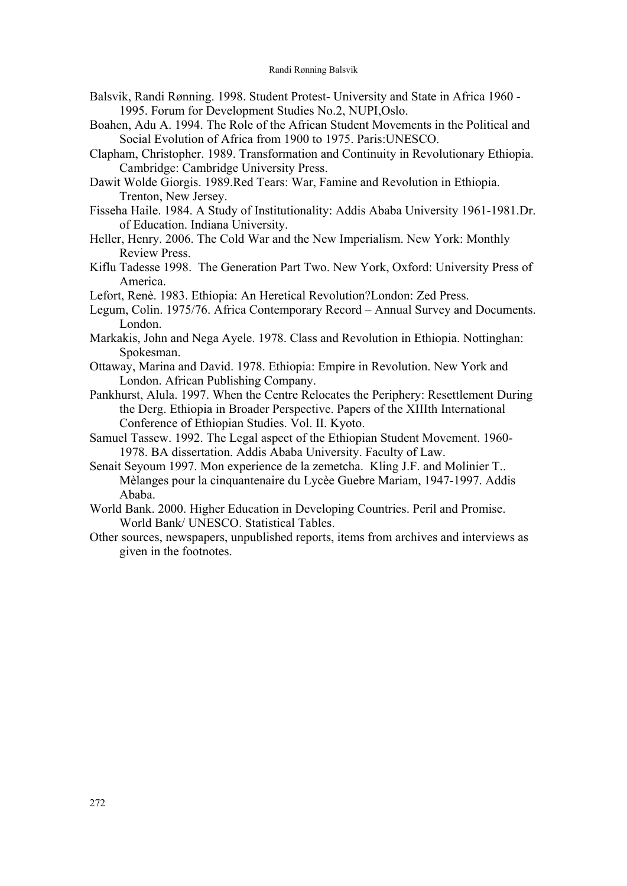Balsvik, Randi Rønning. 1998. Student Protest- University and State in Africa 1960 - 1995. Forum for Development Studies No.2, NUPI,Oslo.

Boahen, Adu A. 1994. The Role of the African Student Movements in the Political and Social Evolution of Africa from 1900 to 1975. Paris:UNESCO.

Clapham, Christopher. 1989. Transformation and Continuity in Revolutionary Ethiopia. Cambridge: Cambridge University Press.

Dawit Wolde Giorgis. 1989.Red Tears: War, Famine and Revolution in Ethiopia. Trenton, New Jersey.

Fisseha Haile. 1984. A Study of Institutionality: Addis Ababa University 1961-1981.Dr. of Education. Indiana University.

Heller, Henry. 2006. The Cold War and the New Imperialism. New York: Monthly Review Press.

Kiflu Tadesse 1998. The Generation Part Two. New York, Oxford: University Press of America.

Lefort, Renè. 1983. Ethiopia: An Heretical Revolution?London: Zed Press.

Legum, Colin. 1975/76. Africa Contemporary Record – Annual Survey and Documents. London.

Markakis, John and Nega Ayele. 1978. Class and Revolution in Ethiopia. Nottinghan: Spokesman.

Ottaway, Marina and David. 1978. Ethiopia: Empire in Revolution. New York and London. African Publishing Company.

Pankhurst, Alula. 1997. When the Centre Relocates the Periphery: Resettlement During the Derg. Ethiopia in Broader Perspective. Papers of the XIIIth International Conference of Ethiopian Studies. Vol. II. Kyoto.

Samuel Tassew. 1992. The Legal aspect of the Ethiopian Student Movement. 1960-1978. BA dissertation. Addis Ababa University. Faculty of Law.

Senait Seyoum 1997. Mon experience de la zemetcha. Kling J.F. and Molinier T.. Mèlanges pour la cinquantenaire du Lycèe Guebre Mariam, 1947-1997. Addis Ababa.

World Bank. 2000. Higher Education in Developing Countries. Peril and Promise. World Bank/ UNESCO. Statistical Tables.

Other sources, newspapers, unpublished reports, items from archives and interviews as given in the footnotes.